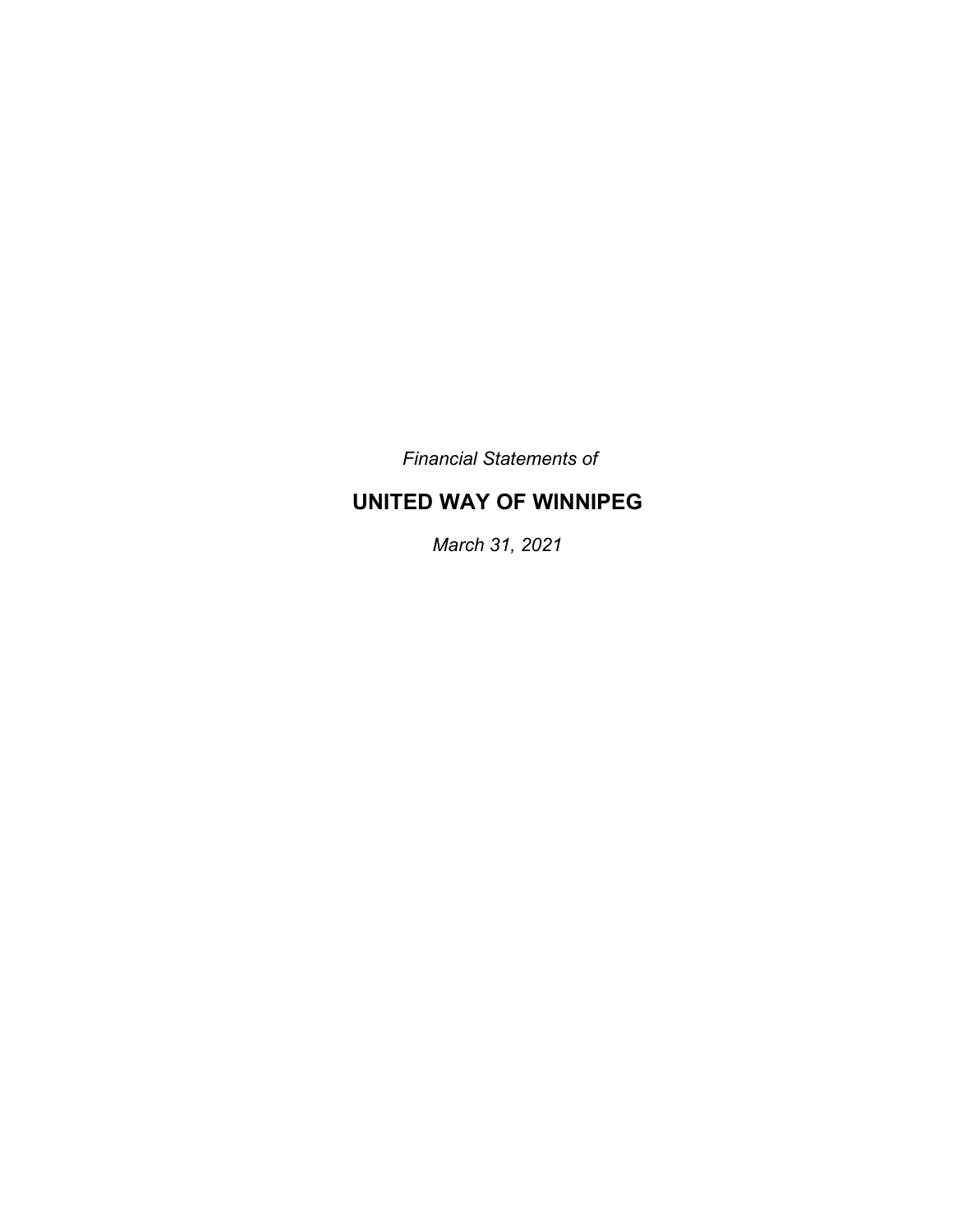*Financial Statements of*

# UNITED WAY OF WINNIPEG

*March 31, 2021*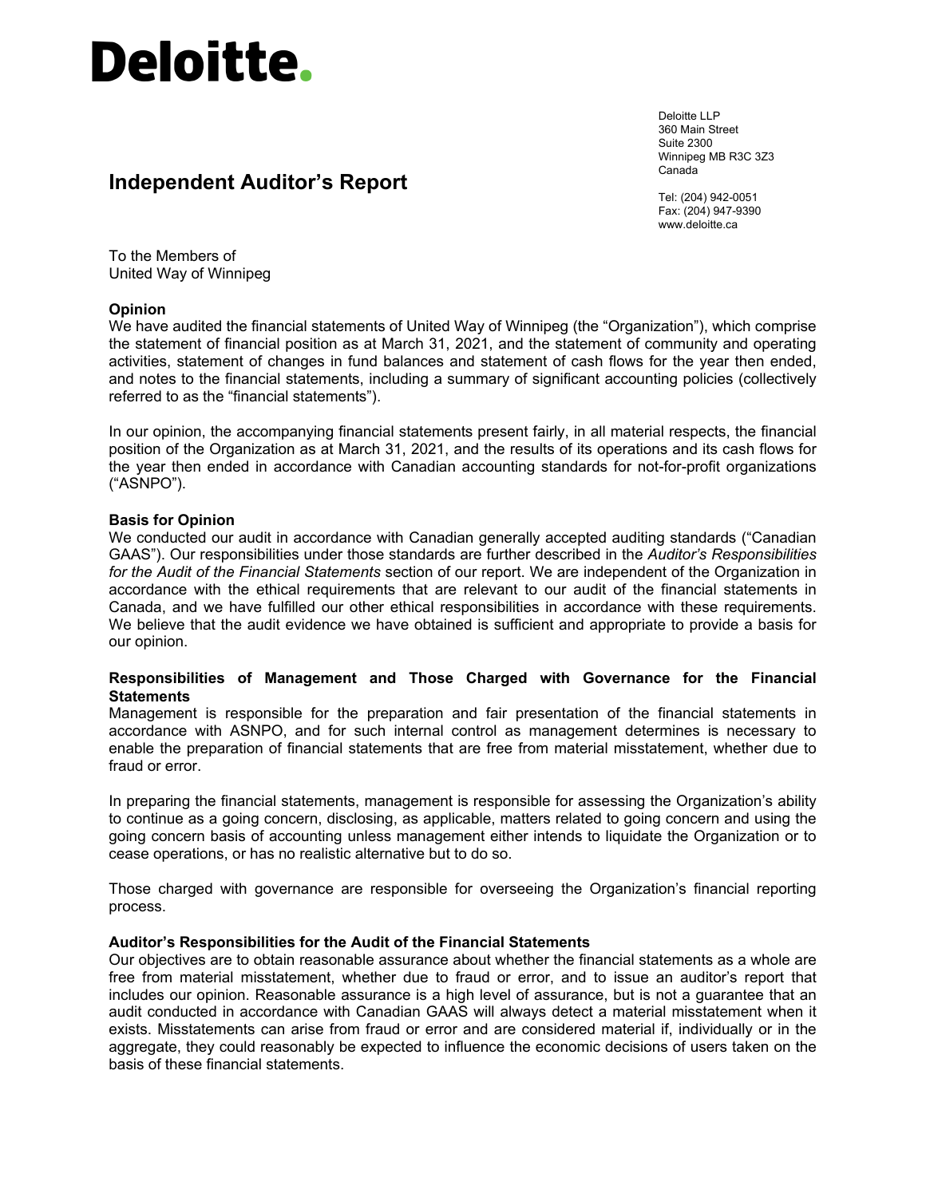Deloitte.

Deloitte LLP
360 Main Street
Suite 2300
Winnipeg MB R3C 3Z3
Canada

Tel: (204) 942-0051
Fax: (204) 947-9390
www.deloitte.ca

# Independent Auditor's Report

To the Members of
United Way of Winnipeg

**Opinion**
We have audited the financial statements of United Way of Winnipeg (the "Organization"), which comprise the statement of financial position as at March 31, 2021, and the statement of community and operating activities, statement of changes in fund balances and statement of cash flows for the year then ended, and notes to the financial statements, including a summary of significant accounting policies (collectively referred to as the "financial statements").

In our opinion, the accompanying financial statements present fairly, in all material respects, the financial position of the Organization as at March 31, 2021, and the results of its operations and its cash flows for the year then ended in accordance with Canadian accounting standards for not-for-profit organizations ("ASNPO").

**Basis for Opinion**
We conducted our audit in accordance with Canadian generally accepted auditing standards ("Canadian GAAS"). Our responsibilities under those standards are further described in the *Auditor's Responsibilities for the Audit of the Financial Statements* section of our report. We are independent of the Organization in accordance with the ethical requirements that are relevant to our audit of the financial statements in Canada, and we have fulfilled our other ethical responsibilities in accordance with these requirements. We believe that the audit evidence we have obtained is sufficient and appropriate to provide a basis for our opinion.

**Responsibilities of Management and Those Charged with Governance for the Financial Statements**
Management is responsible for the preparation and fair presentation of the financial statements in accordance with ASNPO, and for such internal control as management determines is necessary to enable the preparation of financial statements that are free from material misstatement, whether due to fraud or error.

In preparing the financial statements, management is responsible for assessing the Organization's ability to continue as a going concern, disclosing, as applicable, matters related to going concern and using the going concern basis of accounting unless management either intends to liquidate the Organization or to cease operations, or has no realistic alternative but to do so.

Those charged with governance are responsible for overseeing the Organization's financial reporting process.

**Auditor's Responsibilities for the Audit of the Financial Statements**
Our objectives are to obtain reasonable assurance about whether the financial statements as a whole are free from material misstatement, whether due to fraud or error, and to issue an auditor's report that includes our opinion. Reasonable assurance is a high level of assurance, but is not a guarantee that an audit conducted in accordance with Canadian GAAS will always detect a material misstatement when it exists. Misstatements can arise from fraud or error and are considered material if, individually or in the aggregate, they could reasonably be expected to influence the economic decisions of users taken on the basis of these financial statements.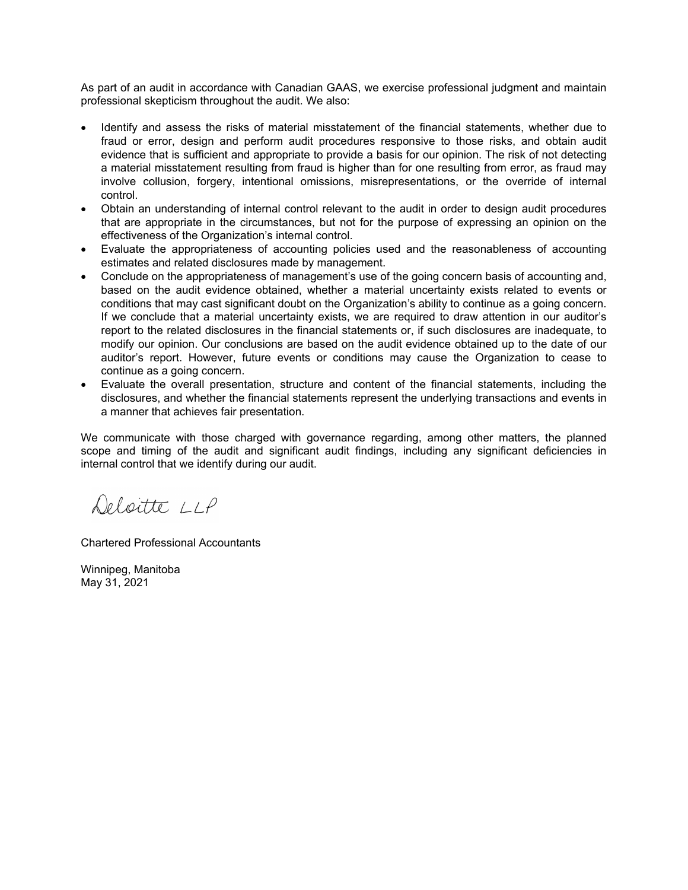As part of an audit in accordance with Canadian GAAS, we exercise professional judgment and maintain professional skepticism throughout the audit. We also:

- Identify and assess the risks of material misstatement of the financial statements, whether due to fraud or error, design and perform audit procedures responsive to those risks, and obtain audit evidence that is sufficient and appropriate to provide a basis for our opinion. The risk of not detecting a material misstatement resulting from fraud is higher than for one resulting from error, as fraud may involve collusion, forgery, intentional omissions, misrepresentations, or the override of internal control.
- Obtain an understanding of internal control relevant to the audit in order to design audit procedures that are appropriate in the circumstances, but not for the purpose of expressing an opinion on the effectiveness of the Organization's internal control.
- Evaluate the appropriateness of accounting policies used and the reasonableness of accounting estimates and related disclosures made by management.
- Conclude on the appropriateness of management's use of the going concern basis of accounting and, based on the audit evidence obtained, whether a material uncertainty exists related to events or conditions that may cast significant doubt on the Organization's ability to continue as a going concern. If we conclude that a material uncertainty exists, we are required to draw attention in our auditor's report to the related disclosures in the financial statements or, if such disclosures are inadequate, to modify our opinion. Our conclusions are based on the audit evidence obtained up to the date of our auditor's report. However, future events or conditions may cause the Organization to cease to continue as a going concern.
- Evaluate the overall presentation, structure and content of the financial statements, including the disclosures, and whether the financial statements represent the underlying transactions and events in a manner that achieves fair presentation.

We communicate with those charged with governance regarding, among other matters, the planned scope and timing of the audit and significant audit findings, including any significant deficiencies in internal control that we identify during our audit.

Deloitte LLP

Chartered Professional Accountants

Winnipeg, Manitoba
May 31, 2021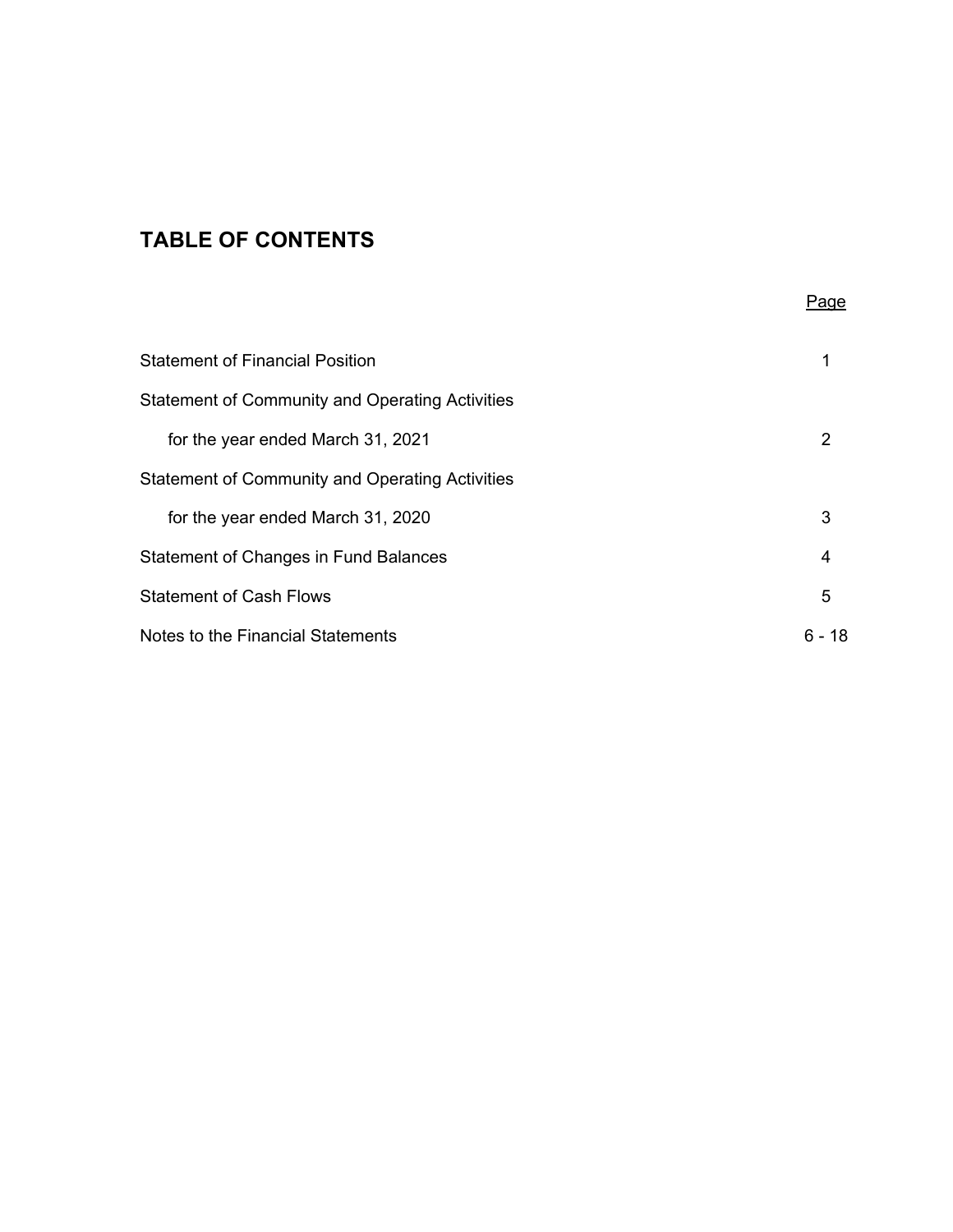# TABLE OF CONTENTS

| | Page |
|---|---|
| Statement of Financial Position | 1 |
| Statement of Community and Operating Activities | |
| for the year ended March 31, 2021 | 2 |
| Statement of Community and Operating Activities | |
| for the year ended March 31, 2020 | 3 |
| Statement of Changes in Fund Balances | 4 |
| Statement of Cash Flows | 5 |
| Notes to the Financial Statements | 6 - 18 |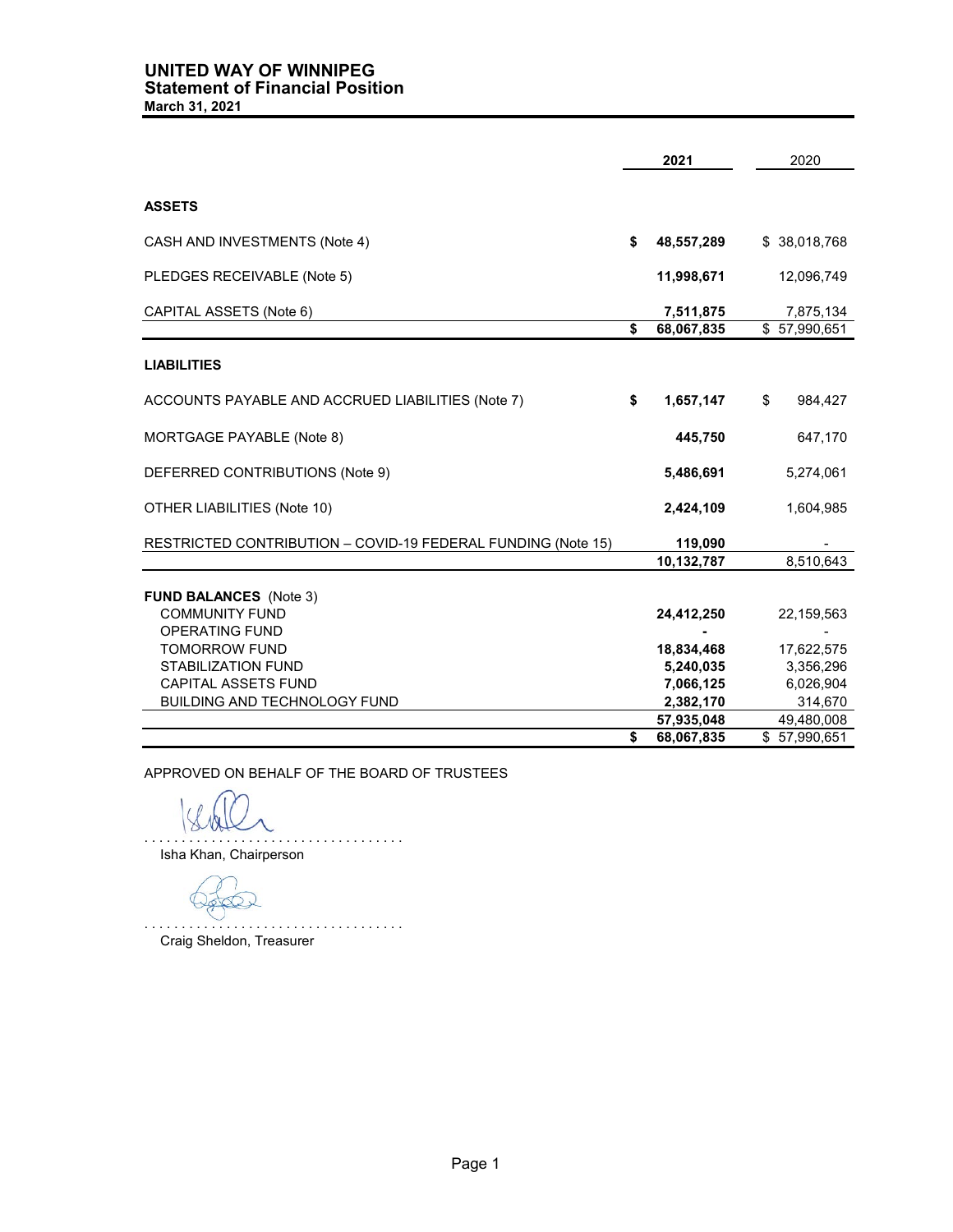# UNITED WAY OF WINNIPEG
## Statement of Financial Position
**March 31, 2021**

| | **2021** | 2020 |
|---|---|---|
| **ASSETS** | | |
| CASH AND INVESTMENTS (Note 4) | **$ 48,557,289** | $ 38,018,768 |
| PLEDGES RECEIVABLE (Note 5) | **11,998,671** | 12,096,749 |
| CAPITAL ASSETS (Note 6) | **7,511,875** | 7,875,134 |
| | **$ 68,067,835** | $ 57,990,651 |
| **LIABILITIES** | | |
| ACCOUNTS PAYABLE AND ACCRUED LIABILITIES (Note 7) | **$ 1,657,147** | $ 984,427 |
| MORTGAGE PAYABLE (Note 8) | **445,750** | 647,170 |
| DEFERRED CONTRIBUTIONS (Note 9) | **5,486,691** | 5,274,061 |
| OTHER LIABILITIES (Note 10) | **2,424,109** | 1,604,985 |
| RESTRICTED CONTRIBUTION – COVID-19 FEDERAL FUNDING (Note 15) | **119,090** | - |
| | **10,132,787** | 8,510,643 |
| **FUND BALANCES** (Note 3) | | |
| COMMUNITY FUND | **24,412,250** | 22,159,563 |
| OPERATING FUND | **-** | - |
| TOMORROW FUND | **18,834,468** | 17,622,575 |
| STABILIZATION FUND | **5,240,035** | 3,356,296 |
| CAPITAL ASSETS FUND | **7,066,125** | 6,026,904 |
| BUILDING AND TECHNOLOGY FUND | **2,382,170** | 314,670 |
| | **57,935,048** | 49,480,008 |
| | **$ 68,067,835** | $ 57,990,651 |

APPROVED ON BEHALF OF THE BOARD OF TRUSTEES

. . . . . . . . . . . . . . . . . . . . . . . . . . . . . . . . . . .
Isha Khan, Chairperson

. . . . . . . . . . . . . . . . . . . . . . . . . . . . . . . . . . .
Craig Sheldon, Treasurer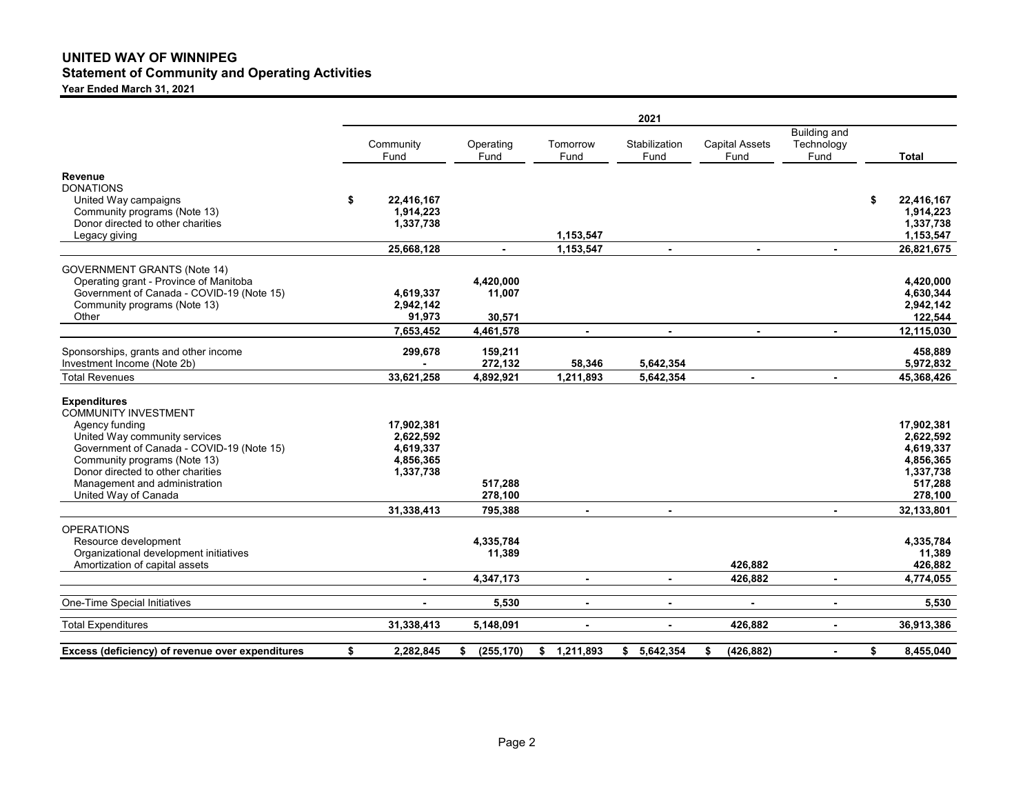# UNITED WAY OF WINNIPEG

## Statement of Community and Operating Activities

**Year Ended March 31, 2021**

| | 2021 | | | | | | |
|---|---|---|---|---|---|---|---|
| | Community Fund | Operating Fund | Tomorrow Fund | Stabilization Fund | Capital Assets Fund | Building and Technology Fund | **Total** |
| **Revenue** | | | | | | | |
| DONATIONS | | | | | | | |
| United Way campaigns | $ 22,416,167 | | | | | | $ 22,416,167 |
| Community programs (Note 13) | 1,914,223 | | | | | | 1,914,223 |
| Donor directed to other charities | 1,337,738 | | | | | | 1,337,738 |
| Legacy giving | | | 1,153,547 | | | | 1,153,547 |
| | 25,668,128 | - | 1,153,547 | - | - | - | 26,821,675 |
| GOVERNMENT GRANTS (Note 14) | | | | | | | |
| Operating grant - Province of Manitoba | | 4,420,000 | | | | | 4,420,000 |
| Government of Canada - COVID-19 (Note 15) | 4,619,337 | 11,007 | | | | | 4,630,344 |
| Community programs (Note 13) | 2,942,142 | | | | | | 2,942,142 |
| Other | 91,973 | 30,571 | | | | | 122,544 |
| | 7,653,452 | 4,461,578 | - | - | - | - | 12,115,030 |
| Sponsorships, grants and other income | 299,678 | 159,211 | | | | | 458,889 |
| Investment Income (Note 2b) | - | 272,132 | 58,346 | 5,642,354 | | | 5,972,832 |
| Total Revenues | 33,621,258 | 4,892,921 | 1,211,893 | 5,642,354 | - | - | 45,368,426 |
| **Expenditures** | | | | | | | |
| COMMUNITY INVESTMENT | | | | | | | |
| Agency funding | 17,902,381 | | | | | | 17,902,381 |
| United Way community services | 2,622,592 | | | | | | 2,622,592 |
| Government of Canada - COVID-19 (Note 15) | 4,619,337 | | | | | | 4,619,337 |
| Community programs (Note 13) | 4,856,365 | | | | | | 4,856,365 |
| Donor directed to other charities | 1,337,738 | | | | | | 1,337,738 |
| Management and administration | | 517,288 | | | | | 517,288 |
| United Way of Canada | | 278,100 | | | | | 278,100 |
| | 31,338,413 | 795,388 | - | - | | - | 32,133,801 |
| OPERATIONS | | | | | | | |
| Resource development | | 4,335,784 | | | | | 4,335,784 |
| Organizational development initiatives | | 11,389 | | | | | 11,389 |
| Amortization of capital assets | | | | | 426,882 | | 426,882 |
| | - | 4,347,173 | - | - | 426,882 | - | 4,774,055 |
| One-Time Special Initiatives | - | 5,530 | - | - | - | - | 5,530 |
| Total Expenditures | 31,338,413 | 5,148,091 | - | - | 426,882 | - | 36,913,386 |
| **Excess (deficiency) of revenue over expenditures** | **$ 2,282,845** | **$ (255,170)** | **$ 1,211,893** | **$ 5,642,354** | **$ (426,882)** | **-** | **$ 8,455,040** |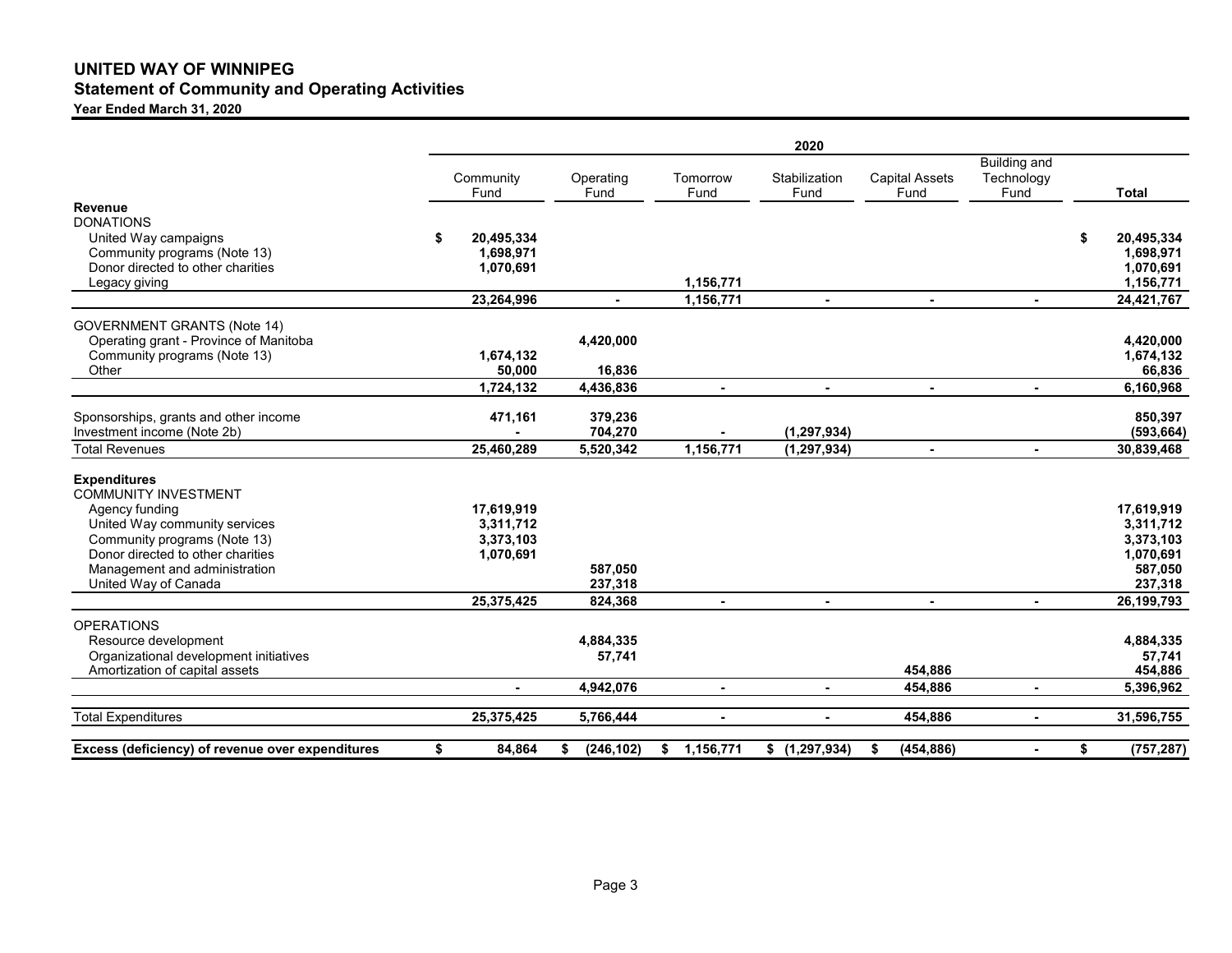# UNITED WAY OF WINNIPEG

## Statement of Community and Operating Activities

**Year Ended March 31, 2020**

| | 2020 | | | | | | |
|---|---|---|---|---|---|---|---|
| | Community Fund | Operating Fund | Tomorrow Fund | Stabilization Fund | Capital Assets Fund | Building and Technology Fund | Total |
| **Revenue** | | | | | | | |
| DONATIONS | | | | | | | |
| United Way campaigns | $ 20,495,334 | | | | | | $ 20,495,334 |
| Community programs (Note 13) | 1,698,971 | | | | | | 1,698,971 |
| Donor directed to other charities | 1,070,691 | | | | | | 1,070,691 |
| Legacy giving | | | 1,156,771 | | | | 1,156,771 |
| | 23,264,996 | - | 1,156,771 | - | - | - | 24,421,767 |
| GOVERNMENT GRANTS (Note 14) | | | | | | | |
| Operating grant - Province of Manitoba | | 4,420,000 | | | | | 4,420,000 |
| Community programs (Note 13) | 1,674,132 | | | | | | 1,674,132 |
| Other | 50,000 | 16,836 | | | | | 66,836 |
| | 1,724,132 | 4,436,836 | - | - | - | - | 6,160,968 |
| Sponsorships, grants and other income | 471,161 | 379,236 | | | | | 850,397 |
| Investment income (Note 2b) | - | 704,270 | - | (1,297,934) | | | (593,664) |
| Total Revenues | 25,460,289 | 5,520,342 | 1,156,771 | (1,297,934) | - | - | 30,839,468 |
| **Expenditures** | | | | | | | |
| COMMUNITY INVESTMENT | | | | | | | |
| Agency funding | 17,619,919 | | | | | | 17,619,919 |
| United Way community services | 3,311,712 | | | | | | 3,311,712 |
| Community programs (Note 13) | 3,373,103 | | | | | | 3,373,103 |
| Donor directed to other charities | 1,070,691 | | | | | | 1,070,691 |
| Management and administration | | 587,050 | | | | | 587,050 |
| United Way of Canada | | 237,318 | | | | | 237,318 |
| | 25,375,425 | 824,368 | - | - | - | - | 26,199,793 |
| OPERATIONS | | | | | | | |
| Resource development | | 4,884,335 | | | | | 4,884,335 |
| Organizational development initiatives | | 57,741 | | | | | 57,741 |
| Amortization of capital assets | | | | | 454,886 | | 454,886 |
| | - | 4,942,076 | - | - | 454,886 | - | 5,396,962 |
| Total Expenditures | 25,375,425 | 5,766,444 | - | - | 454,886 | - | 31,596,755 |
| **Excess (deficiency) of revenue over expenditures** | $ 84,864 | $ (246,102) | $ 1,156,771 | $ (1,297,934) | $ (454,886) | - | $ (757,287) |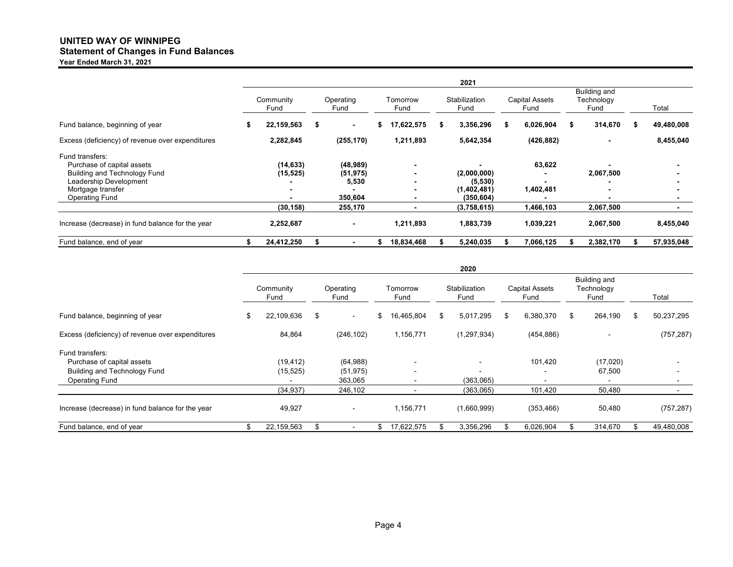# UNITED WAY OF WINNIPEG

## Statement of Changes in Fund Balances

**Year Ended March 31, 2021**

| | 2021 | | | | | | |
|---|---|---|---|---|---|---|---|
| | Community Fund | Operating Fund | Tomorrow Fund | Stabilization Fund | Capital Assets Fund | Building and Technology Fund | Total |
| Fund balance, beginning of year | **$ 22,159,563** | **$ -** | **$ 17,622,575** | **$ 3,356,296** | **$ 6,026,904** | **$ 314,670** | **$ 49,480,008** |
| Excess (deficiency) of revenue over expenditures | **2,282,845** | **(255,170)** | **1,211,893** | **5,642,354** | **(426,882)** | **-** | **8,455,040** |
| Fund transfers: | | | | | | | |
| Purchase of capital assets | **(14,633)** | **(48,989)** | **-** | **-** | **63,622** | **-** | **-** |
| Building and Technology Fund | **(15,525)** | **(51,975)** | **-** | **(2,000,000)** | **-** | **2,067,500** | **-** |
| Leadership Development | **-** | **5,530** | **-** | **(5,530)** | **-** | **-** | **-** |
| Mortgage transfer | **-** | **-** | **-** | **(1,402,481)** | **1,402,481** | **-** | **-** |
| Operating Fund | **-** | **350,604** | **-** | **(350,604)** | **-** | **-** | **-** |
| | **(30,158)** | **255,170** | **-** | **(3,758,615)** | **1,466,103** | **2,067,500** | **-** |
| Increase (decrease) in fund balance for the year | **2,252,687** | **-** | **1,211,893** | **1,883,739** | **1,039,221** | **2,067,500** | **8,455,040** |
| Fund balance, end of year | **$ 24,412,250** | **$ -** | **$ 18,834,468** | **$ 5,240,035** | **$ 7,066,125** | **$ 2,382,170** | **$ 57,935,048** |

| | 2020 | | | | | | |
|---|---|---|---|---|---|---|---|
| | Community Fund | Operating Fund | Tomorrow Fund | Stabilization Fund | Capital Assets Fund | Building and Technology Fund | Total |
| Fund balance, beginning of year | $ 22,109,636 | $ - | $ 16,465,804 | $ 5,017,295 | $ 6,380,370 | $ 264,190 | $ 50,237,295 |
| Excess (deficiency) of revenue over expenditures | 84,864 | (246,102) | 1,156,771 | (1,297,934) | (454,886) | - | (757,287) |
| Fund transfers: | | | | | | | |
| Purchase of capital assets | (19,412) | (64,988) | - | - | 101,420 | (17,020) | - |
| Building and Technology Fund | (15,525) | (51,975) | - | - | - | 67,500 | - |
| Operating Fund | - | 363,065 | - | (363,065) | - | - | - |
| | (34,937) | 246,102 | - | (363,065) | 101,420 | 50,480 | - |
| Increase (decrease) in fund balance for the year | 49,927 | - | 1,156,771 | (1,660,999) | (353,466) | 50,480 | (757,287) |
| Fund balance, end of year | $ 22,159,563 | $ - | $ 17,622,575 | $ 3,356,296 | $ 6,026,904 | $ 314,670 | $ 49,480,008 |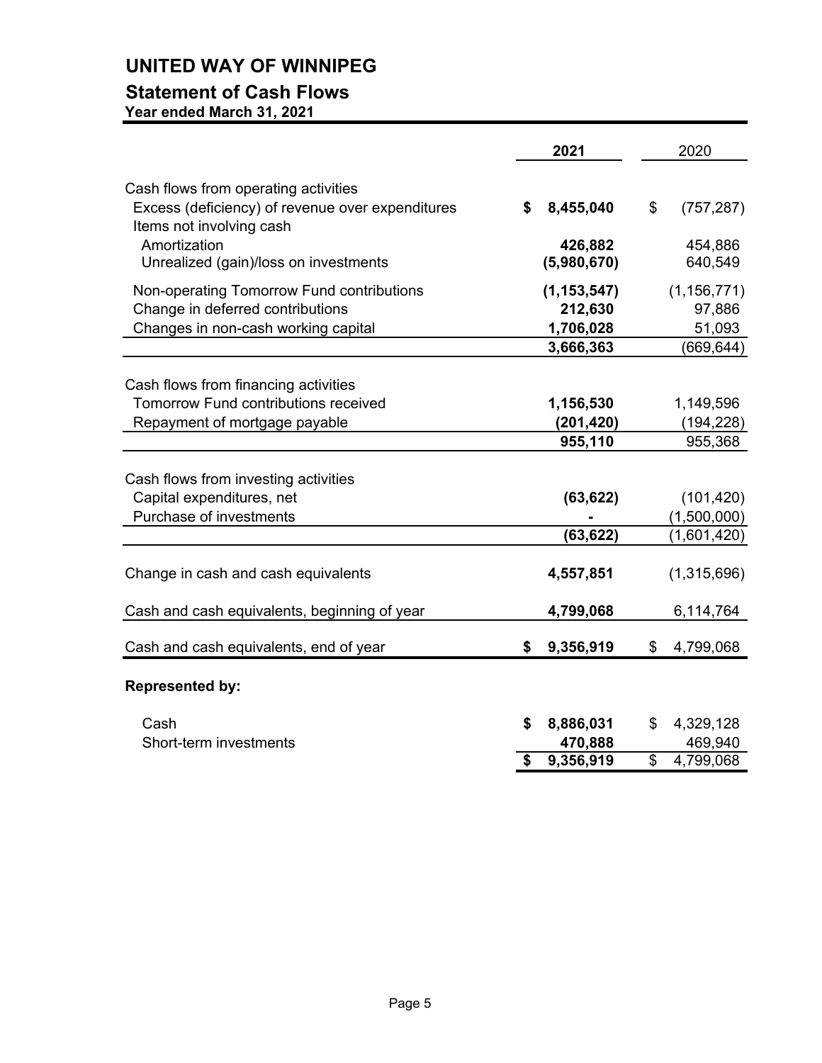# UNITED WAY OF WINNIPEG

## Statement of Cash Flows

**Year ended March 31, 2021**

| | **2021** | 2020 |
|---|---|---|
| Cash flows from operating activities | | |
| Excess (deficiency) of revenue over expenditures | **$ 8,455,040** | $ (757,287) |
| Items not involving cash | | |
| Amortization | **426,882** | 454,886 |
| Unrealized (gain)/loss on investments | **(5,980,670)** | 640,549 |
| Non-operating Tomorrow Fund contributions | **(1,153,547)** | (1,156,771) |
| Change in deferred contributions | **212,630** | 97,886 |
| Changes in non-cash working capital | **1,706,028** | 51,093 |
| | **3,666,363** | (669,644) |
| Cash flows from financing activities | | |
| Tomorrow Fund contributions received | **1,156,530** | 1,149,596 |
| Repayment of mortgage payable | **(201,420)** | (194,228) |
| | **955,110** | 955,368 |
| Cash flows from investing activities | | |
| Capital expenditures, net | **(63,622)** | (101,420) |
| Purchase of investments | **-** | (1,500,000) |
| | **(63,622)** | (1,601,420) |
| Change in cash and cash equivalents | **4,557,851** | (1,315,696) |
| Cash and cash equivalents, beginning of year | **4,799,068** | 6,114,764 |
| Cash and cash equivalents, end of year | **$ 9,356,919** | $ 4,799,068 |

**Represented by:**

| | **2021** | 2020 |
|---|---|---|
| Cash | **$ 8,886,031** | $ 4,329,128 |
| Short-term investments | **470,888** | 469,940 |
| | **$ 9,356,919** | $ 4,799,068 |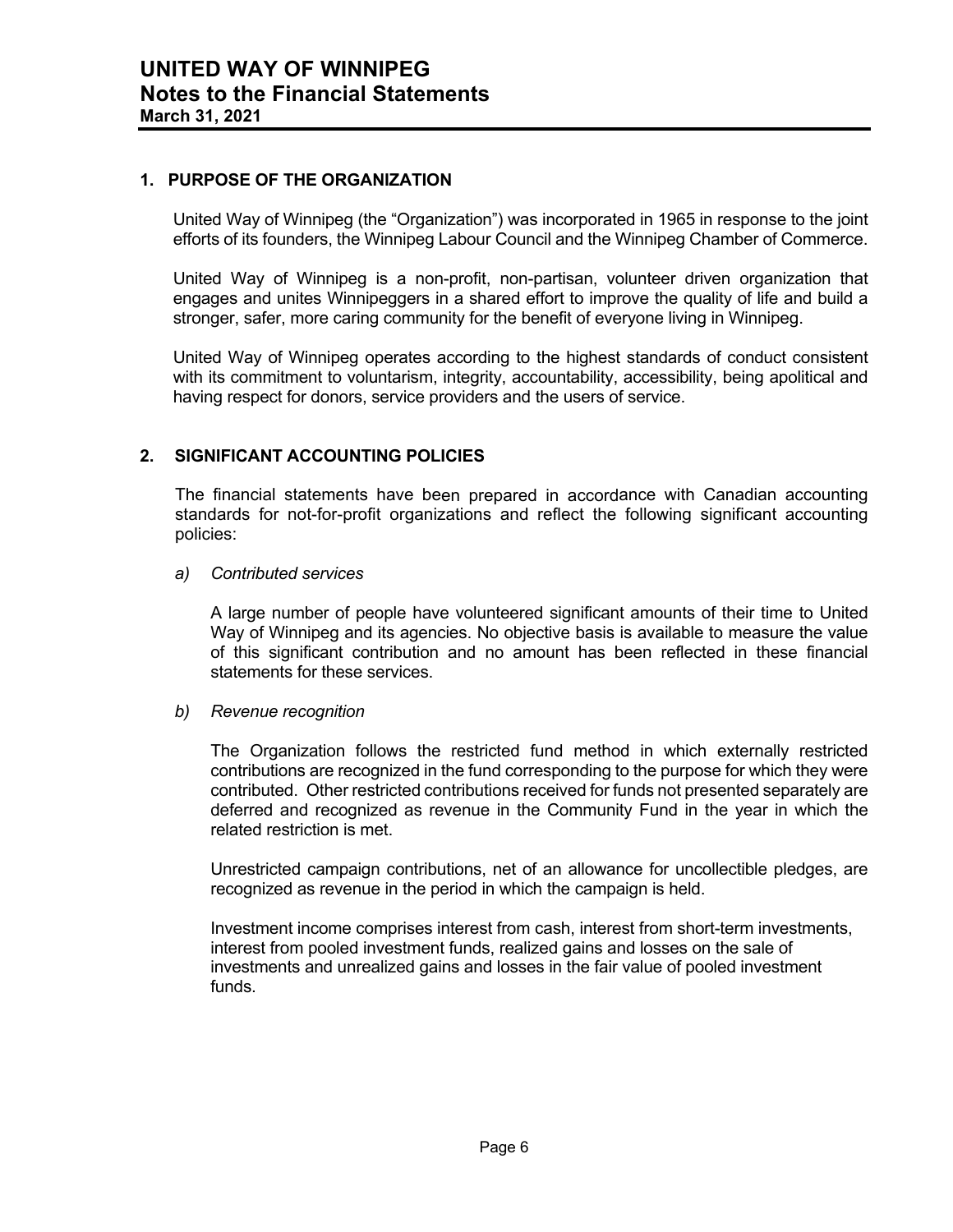# UNITED WAY OF WINNIPEG
## Notes to the Financial Statements
**March 31, 2021**

### 1. PURPOSE OF THE ORGANIZATION

United Way of Winnipeg (the "Organization") was incorporated in 1965 in response to the joint efforts of its founders, the Winnipeg Labour Council and the Winnipeg Chamber of Commerce.

United Way of Winnipeg is a non-profit, non-partisan, volunteer driven organization that engages and unites Winnipeggers in a shared effort to improve the quality of life and build a stronger, safer, more caring community for the benefit of everyone living in Winnipeg.

United Way of Winnipeg operates according to the highest standards of conduct consistent with its commitment to voluntarism, integrity, accountability, accessibility, being apolitical and having respect for donors, service providers and the users of service.

### 2. SIGNIFICANT ACCOUNTING POLICIES

The financial statements have been prepared in accordance with Canadian accounting standards for not-for-profit organizations and reflect the following significant accounting policies:

*a) Contributed services*

A large number of people have volunteered significant amounts of their time to United Way of Winnipeg and its agencies. No objective basis is available to measure the value of this significant contribution and no amount has been reflected in these financial statements for these services.

*b) Revenue recognition*

The Organization follows the restricted fund method in which externally restricted contributions are recognized in the fund corresponding to the purpose for which they were contributed. Other restricted contributions received for funds not presented separately are deferred and recognized as revenue in the Community Fund in the year in which the related restriction is met.

Unrestricted campaign contributions, net of an allowance for uncollectible pledges, are recognized as revenue in the period in which the campaign is held.

Investment income comprises interest from cash, interest from short-term investments, interest from pooled investment funds, realized gains and losses on the sale of investments and unrealized gains and losses in the fair value of pooled investment funds.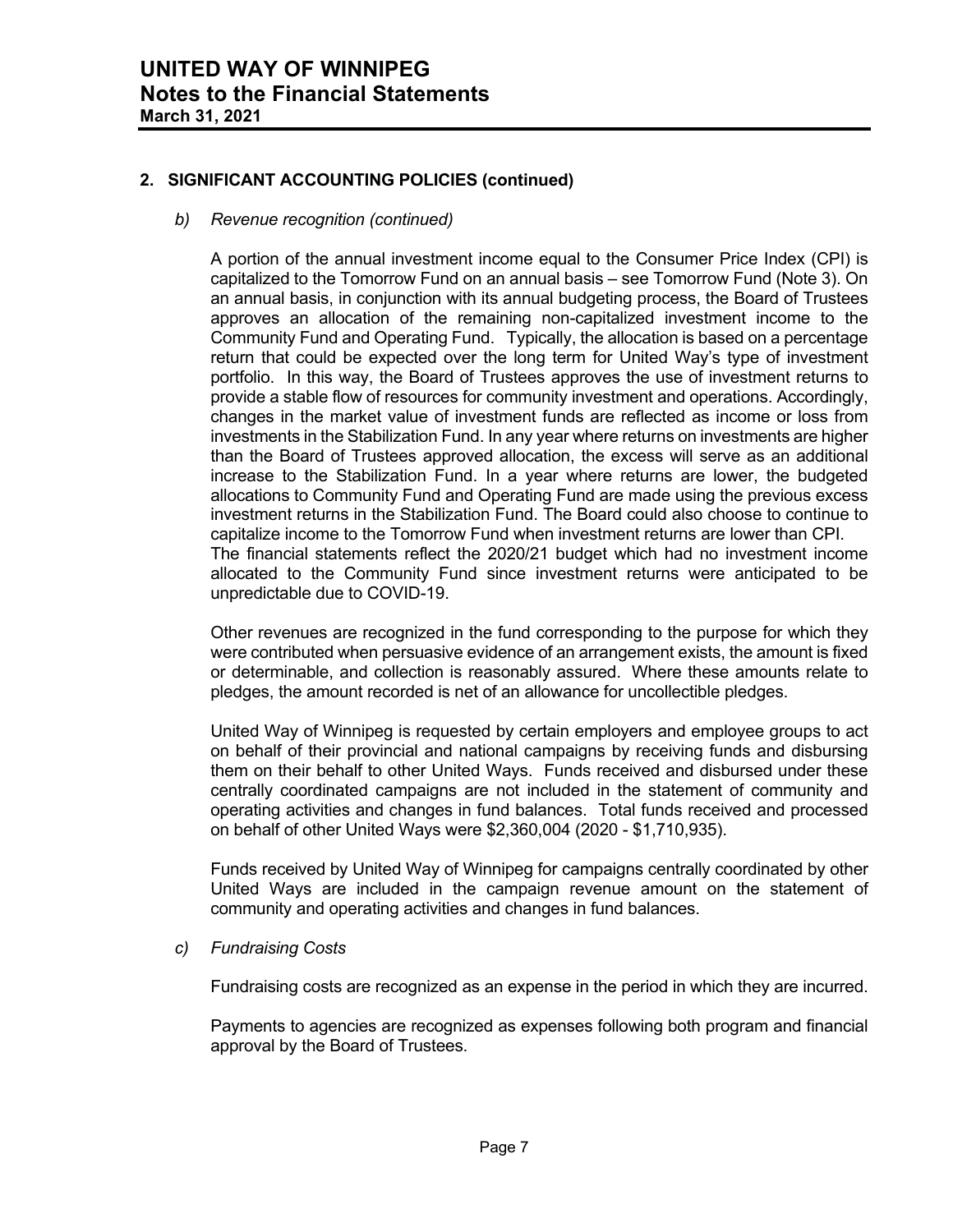## 2. SIGNIFICANT ACCOUNTING POLICIES (continued)

*b) Revenue recognition (continued)*

A portion of the annual investment income equal to the Consumer Price Index (CPI) is capitalized to the Tomorrow Fund on an annual basis – see Tomorrow Fund (Note 3). On an annual basis, in conjunction with its annual budgeting process, the Board of Trustees approves an allocation of the remaining non-capitalized investment income to the Community Fund and Operating Fund. Typically, the allocation is based on a percentage return that could be expected over the long term for United Way's type of investment portfolio. In this way, the Board of Trustees approves the use of investment returns to provide a stable flow of resources for community investment and operations. Accordingly, changes in the market value of investment funds are reflected as income or loss from investments in the Stabilization Fund. In any year where returns on investments are higher than the Board of Trustees approved allocation, the excess will serve as an additional increase to the Stabilization Fund. In a year where returns are lower, the budgeted allocations to Community Fund and Operating Fund are made using the previous excess investment returns in the Stabilization Fund. The Board could also choose to continue to capitalize income to the Tomorrow Fund when investment returns are lower than CPI.
The financial statements reflect the 2020/21 budget which had no investment income allocated to the Community Fund since investment returns were anticipated to be unpredictable due to COVID-19.

Other revenues are recognized in the fund corresponding to the purpose for which they were contributed when persuasive evidence of an arrangement exists, the amount is fixed or determinable, and collection is reasonably assured. Where these amounts relate to pledges, the amount recorded is net of an allowance for uncollectible pledges.

United Way of Winnipeg is requested by certain employers and employee groups to act on behalf of their provincial and national campaigns by receiving funds and disbursing them on their behalf to other United Ways. Funds received and disbursed under these centrally coordinated campaigns are not included in the statement of community and operating activities and changes in fund balances. Total funds received and processed on behalf of other United Ways were $2,360,004 (2020 - $1,710,935).

Funds received by United Way of Winnipeg for campaigns centrally coordinated by other United Ways are included in the campaign revenue amount on the statement of community and operating activities and changes in fund balances.

*c) Fundraising Costs*

Fundraising costs are recognized as an expense in the period in which they are incurred.

Payments to agencies are recognized as expenses following both program and financial approval by the Board of Trustees.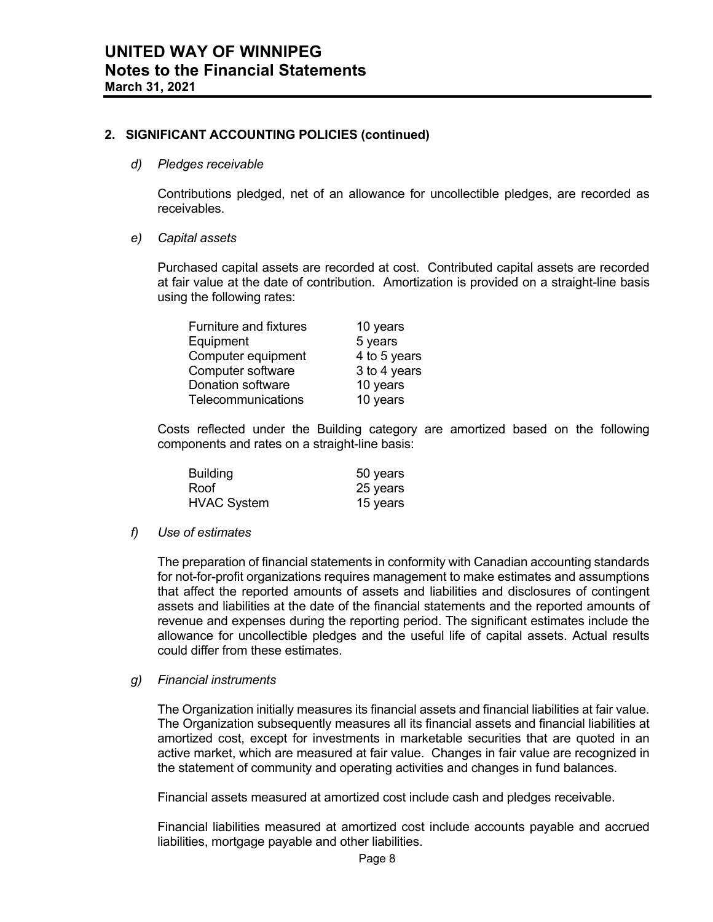## 2. SIGNIFICANT ACCOUNTING POLICIES (continued)

*d) Pledges receivable*

Contributions pledged, net of an allowance for uncollectible pledges, are recorded as receivables.

*e) Capital assets*

Purchased capital assets are recorded at cost. Contributed capital assets are recorded at fair value at the date of contribution. Amortization is provided on a straight-line basis using the following rates:

| | |
|---|---|
| Furniture and fixtures | 10 years |
| Equipment | 5 years |
| Computer equipment | 4 to 5 years |
| Computer software | 3 to 4 years |
| Donation software | 10 years |
| Telecommunications | 10 years |

Costs reflected under the Building category are amortized based on the following components and rates on a straight-line basis:

| | |
|---|---|
| Building | 50 years |
| Roof | 25 years |
| HVAC System | 15 years |

*f) Use of estimates*

The preparation of financial statements in conformity with Canadian accounting standards for not-for-profit organizations requires management to make estimates and assumptions that affect the reported amounts of assets and liabilities and disclosures of contingent assets and liabilities at the date of the financial statements and the reported amounts of revenue and expenses during the reporting period. The significant estimates include the allowance for uncollectible pledges and the useful life of capital assets. Actual results could differ from these estimates.

*g) Financial instruments*

The Organization initially measures its financial assets and financial liabilities at fair value. The Organization subsequently measures all its financial assets and financial liabilities at amortized cost, except for investments in marketable securities that are quoted in an active market, which are measured at fair value. Changes in fair value are recognized in the statement of community and operating activities and changes in fund balances.

Financial assets measured at amortized cost include cash and pledges receivable.

Financial liabilities measured at amortized cost include accounts payable and accrued liabilities, mortgage payable and other liabilities.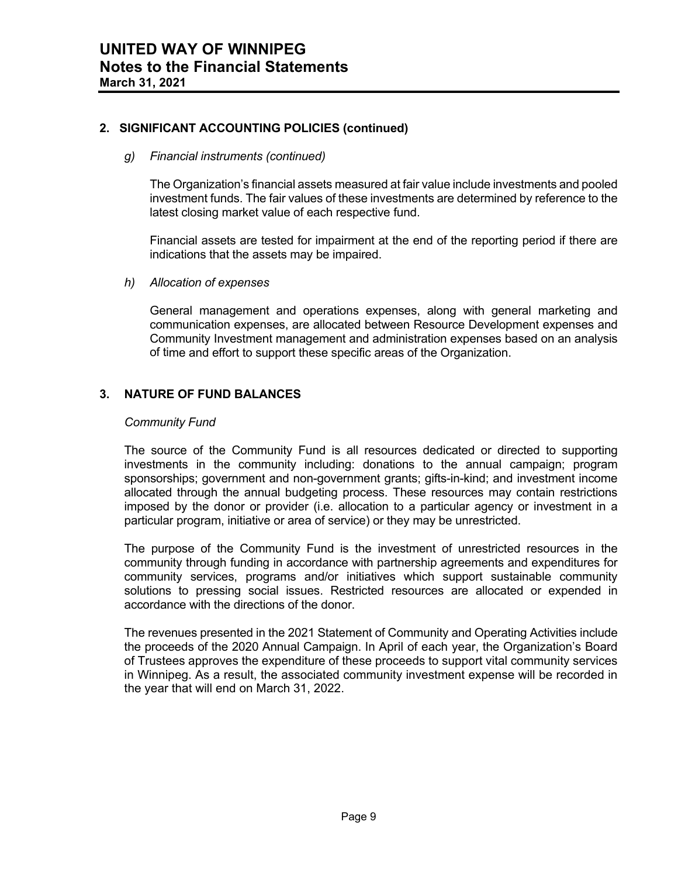## 2. SIGNIFICANT ACCOUNTING POLICIES (continued)

*g) Financial instruments (continued)*

The Organization's financial assets measured at fair value include investments and pooled investment funds. The fair values of these investments are determined by reference to the latest closing market value of each respective fund.

Financial assets are tested for impairment at the end of the reporting period if there are indications that the assets may be impaired.

*h) Allocation of expenses*

General management and operations expenses, along with general marketing and communication expenses, are allocated between Resource Development expenses and Community Investment management and administration expenses based on an analysis of time and effort to support these specific areas of the Organization.

## 3. NATURE OF FUND BALANCES

*Community Fund*

The source of the Community Fund is all resources dedicated or directed to supporting investments in the community including: donations to the annual campaign; program sponsorships; government and non-government grants; gifts-in-kind; and investment income allocated through the annual budgeting process. These resources may contain restrictions imposed by the donor or provider (i.e. allocation to a particular agency or investment in a particular program, initiative or area of service) or they may be unrestricted.

The purpose of the Community Fund is the investment of unrestricted resources in the community through funding in accordance with partnership agreements and expenditures for community services, programs and/or initiatives which support sustainable community solutions to pressing social issues. Restricted resources are allocated or expended in accordance with the directions of the donor.

The revenues presented in the 2021 Statement of Community and Operating Activities include the proceeds of the 2020 Annual Campaign. In April of each year, the Organization's Board of Trustees approves the expenditure of these proceeds to support vital community services in Winnipeg. As a result, the associated community investment expense will be recorded in the year that will end on March 31, 2022.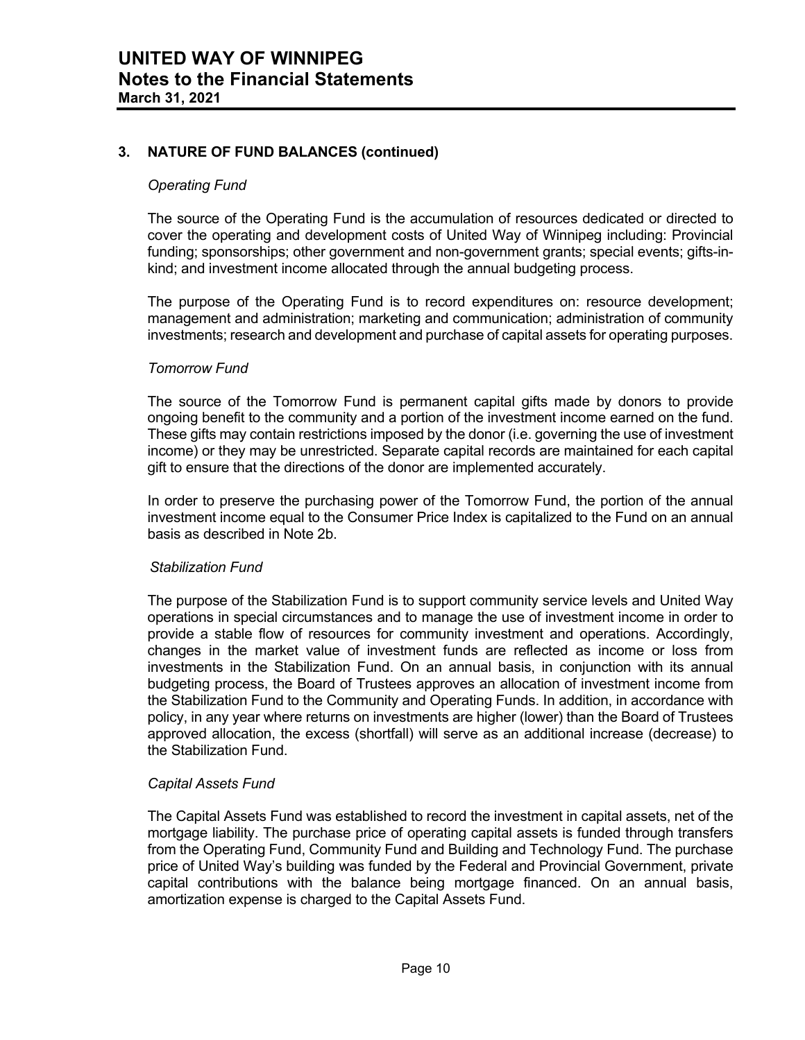## 3. NATURE OF FUND BALANCES (continued)

*Operating Fund*

The source of the Operating Fund is the accumulation of resources dedicated or directed to cover the operating and development costs of United Way of Winnipeg including: Provincial funding; sponsorships; other government and non-government grants; special events; gifts-in-kind; and investment income allocated through the annual budgeting process.

The purpose of the Operating Fund is to record expenditures on: resource development; management and administration; marketing and communication; administration of community investments; research and development and purchase of capital assets for operating purposes.

*Tomorrow Fund*

The source of the Tomorrow Fund is permanent capital gifts made by donors to provide ongoing benefit to the community and a portion of the investment income earned on the fund. These gifts may contain restrictions imposed by the donor (i.e. governing the use of investment income) or they may be unrestricted. Separate capital records are maintained for each capital gift to ensure that the directions of the donor are implemented accurately.

In order to preserve the purchasing power of the Tomorrow Fund, the portion of the annual investment income equal to the Consumer Price Index is capitalized to the Fund on an annual basis as described in Note 2b.

*Stabilization Fund*

The purpose of the Stabilization Fund is to support community service levels and United Way operations in special circumstances and to manage the use of investment income in order to provide a stable flow of resources for community investment and operations. Accordingly, changes in the market value of investment funds are reflected as income or loss from investments in the Stabilization Fund. On an annual basis, in conjunction with its annual budgeting process, the Board of Trustees approves an allocation of investment income from the Stabilization Fund to the Community and Operating Funds. In addition, in accordance with policy, in any year where returns on investments are higher (lower) than the Board of Trustees approved allocation, the excess (shortfall) will serve as an additional increase (decrease) to the Stabilization Fund.

*Capital Assets Fund*

The Capital Assets Fund was established to record the investment in capital assets, net of the mortgage liability. The purchase price of operating capital assets is funded through transfers from the Operating Fund, Community Fund and Building and Technology Fund. The purchase price of United Way's building was funded by the Federal and Provincial Government, private capital contributions with the balance being mortgage financed. On an annual basis, amortization expense is charged to the Capital Assets Fund.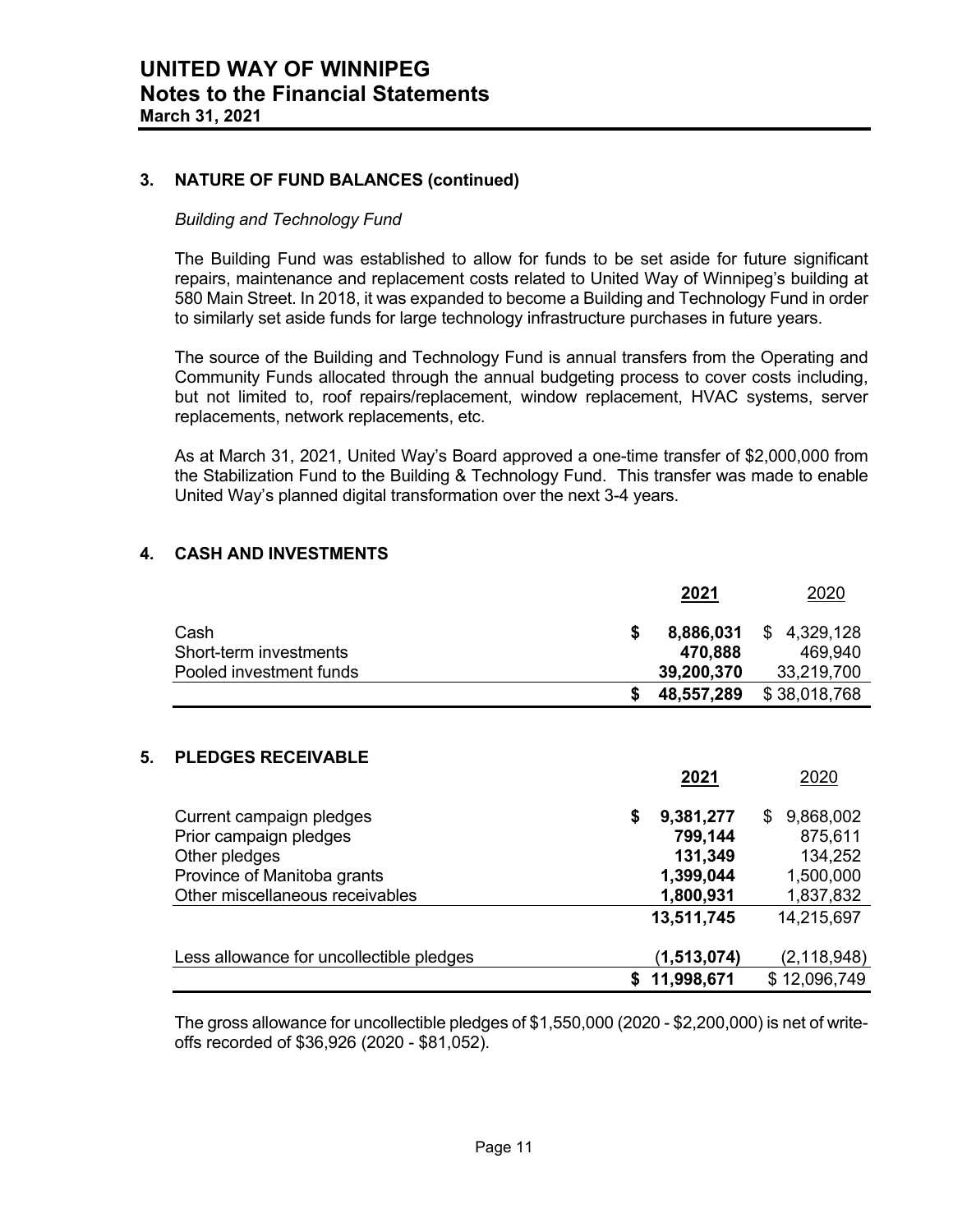## 3. NATURE OF FUND BALANCES (continued)

*Building and Technology Fund*

The Building Fund was established to allow for funds to be set aside for future significant repairs, maintenance and replacement costs related to United Way of Winnipeg's building at 580 Main Street. In 2018, it was expanded to become a Building and Technology Fund in order to similarly set aside funds for large technology infrastructure purchases in future years.

The source of the Building and Technology Fund is annual transfers from the Operating and Community Funds allocated through the annual budgeting process to cover costs including, but not limited to, roof repairs/replacement, window replacement, HVAC systems, server replacements, network replacements, etc.

As at March 31, 2021, United Way's Board approved a one-time transfer of $2,000,000 from the Stabilization Fund to the Building & Technology Fund. This transfer was made to enable United Way's planned digital transformation over the next 3-4 years.

## 4. CASH AND INVESTMENTS

| | **2021** | 2020 |
|---|---|---|
| Cash | **$ 8,886,031** | $ 4,329,128 |
| Short-term investments | **470,888** | 469,940 |
| Pooled investment funds | **39,200,370** | 33,219,700 |
| | **$ 48,557,289** | $ 38,018,768 |

## 5. PLEDGES RECEIVABLE

| | **2021** | 2020 |
|---|---|---|
| Current campaign pledges | **$ 9,381,277** | $ 9,868,002 |
| Prior campaign pledges | **799,144** | 875,611 |
| Other pledges | **131,349** | 134,252 |
| Province of Manitoba grants | **1,399,044** | 1,500,000 |
| Other miscellaneous receivables | **1,800,931** | 1,837,832 |
| | **13,511,745** | 14,215,697 |
| Less allowance for uncollectible pledges | **(1,513,074)** | (2,118,948) |
| | **$ 11,998,671** | $ 12,096,749 |

The gross allowance for uncollectible pledges of $1,550,000 (2020 - $2,200,000) is net of write-offs recorded of $36,926 (2020 - $81,052).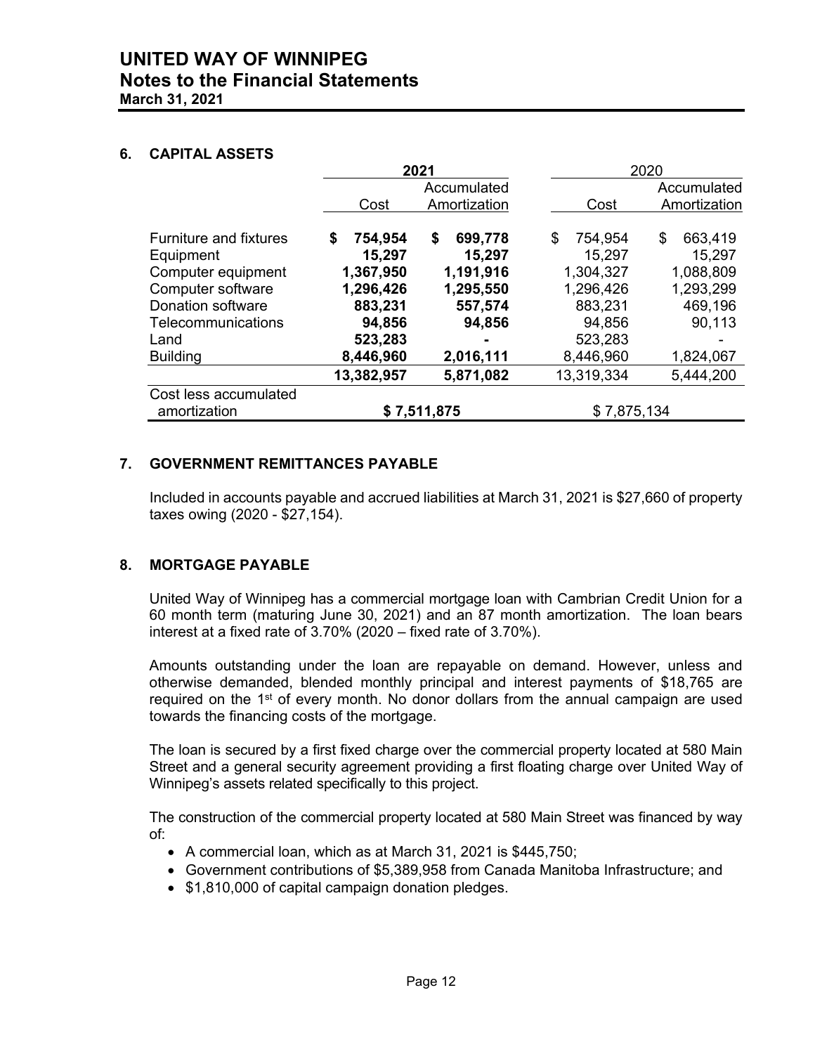## 6. CAPITAL ASSETS

| | 2021 | | 2020 | |
|---|---|---|---|---|
| | Cost | Accumulated Amortization | Cost | Accumulated Amortization |
| Furniture and fixtures | **$ 754,954** | **$ 699,778** | $ 754,954 | $ 663,419 |
| Equipment | **15,297** | **15,297** | 15,297 | 15,297 |
| Computer equipment | **1,367,950** | **1,191,916** | 1,304,327 | 1,088,809 |
| Computer software | **1,296,426** | **1,295,550** | 1,296,426 | 1,293,299 |
| Donation software | **883,231** | **557,574** | 883,231 | 469,196 |
| Telecommunications | **94,856** | **94,856** | 94,856 | 90,113 |
| Land | **523,283** | **-** | 523,283 | - |
| Building | **8,446,960** | **2,016,111** | 8,446,960 | 1,824,067 |
| | **13,382,957** | **5,871,082** | 13,319,334 | 5,444,200 |
| Cost less accumulated amortization | **$ 7,511,875** | | $ 7,875,134 | |

## 7. GOVERNMENT REMITTANCES PAYABLE

Included in accounts payable and accrued liabilities at March 31, 2021 is $27,660 of property taxes owing (2020 - $27,154).

## 8. MORTGAGE PAYABLE

United Way of Winnipeg has a commercial mortgage loan with Cambrian Credit Union for a 60 month term (maturing June 30, 2021) and an 87 month amortization. The loan bears interest at a fixed rate of 3.70% (2020 – fixed rate of 3.70%).

Amounts outstanding under the loan are repayable on demand. However, unless and otherwise demanded, blended monthly principal and interest payments of $18,765 are required on the 1st of every month. No donor dollars from the annual campaign are used towards the financing costs of the mortgage.

The loan is secured by a first fixed charge over the commercial property located at 580 Main Street and a general security agreement providing a first floating charge over United Way of Winnipeg's assets related specifically to this project.

The construction of the commercial property located at 580 Main Street was financed by way of:

- A commercial loan, which as at March 31, 2021 is $445,750;
- Government contributions of $5,389,958 from Canada Manitoba Infrastructure; and
- $1,810,000 of capital campaign donation pledges.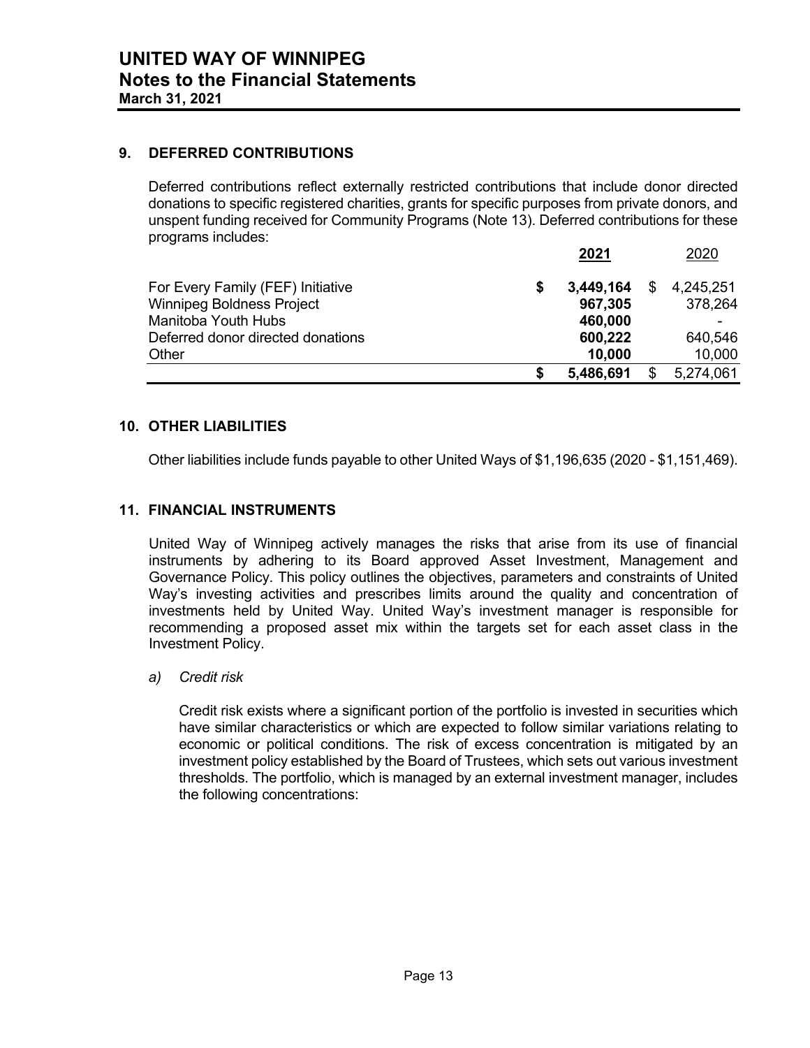## 9. DEFERRED CONTRIBUTIONS

Deferred contributions reflect externally restricted contributions that include donor directed donations to specific registered charities, grants for specific purposes from private donors, and unspent funding received for Community Programs (Note 13). Deferred contributions for these programs includes:

| | **2021** | 2020 |
|---|---|---|
| For Every Family (FEF) Initiative | **$ 3,449,164** | $ 4,245,251 |
| Winnipeg Boldness Project | **967,305** | 378,264 |
| Manitoba Youth Hubs | **460,000** | - |
| Deferred donor directed donations | **600,222** | 640,546 |
| Other | **10,000** | 10,000 |
| | **$ 5,486,691** | $ 5,274,061 |

## 10. OTHER LIABILITIES

Other liabilities include funds payable to other United Ways of $1,196,635 (2020 - $1,151,469).

## 11. FINANCIAL INSTRUMENTS

United Way of Winnipeg actively manages the risks that arise from its use of financial instruments by adhering to its Board approved Asset Investment, Management and Governance Policy. This policy outlines the objectives, parameters and constraints of United Way's investing activities and prescribes limits around the quality and concentration of investments held by United Way. United Way's investment manager is responsible for recommending a proposed asset mix within the targets set for each asset class in the Investment Policy.

*a) Credit risk*

Credit risk exists where a significant portion of the portfolio is invested in securities which have similar characteristics or which are expected to follow similar variations relating to economic or political conditions. The risk of excess concentration is mitigated by an investment policy established by the Board of Trustees, which sets out various investment thresholds. The portfolio, which is managed by an external investment manager, includes the following concentrations: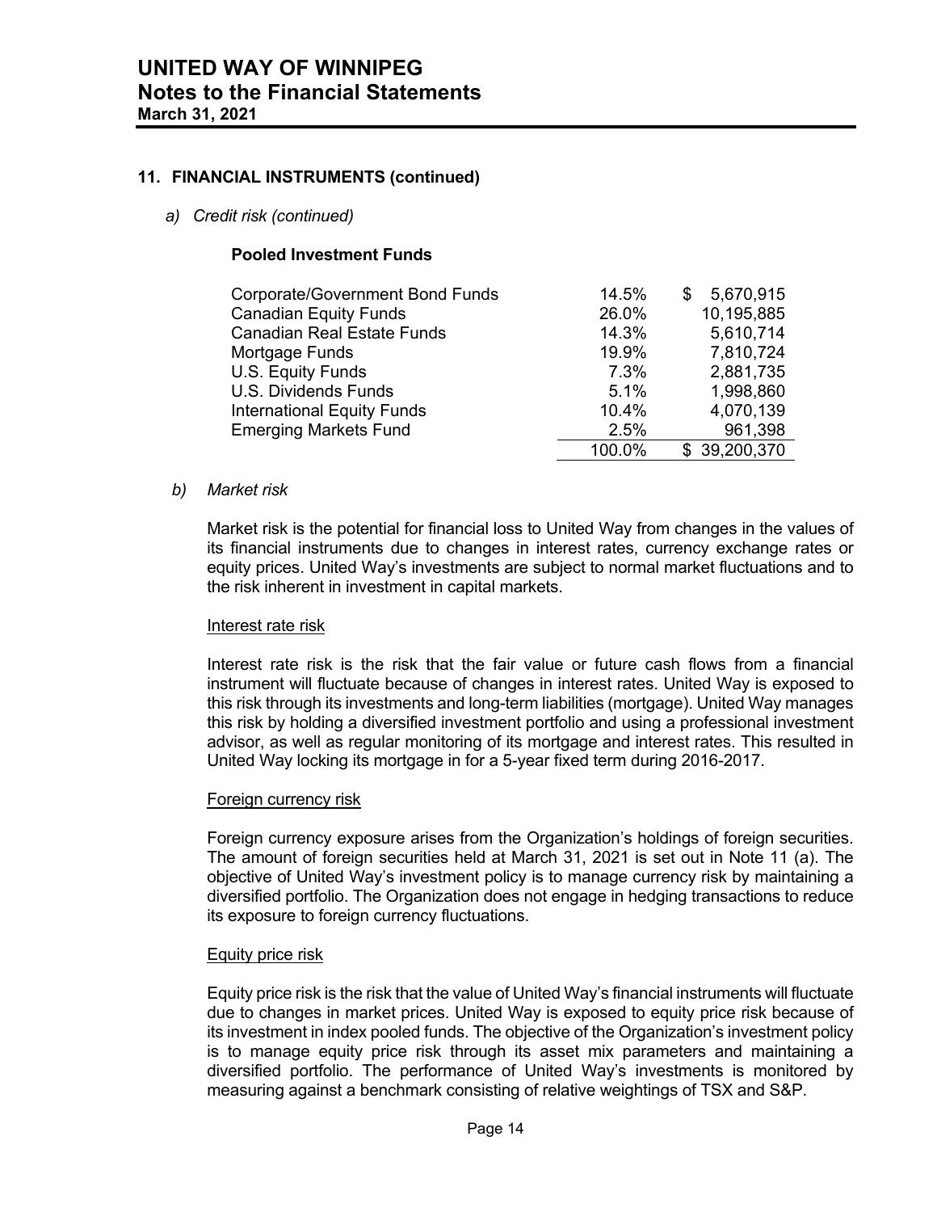## 11. FINANCIAL INSTRUMENTS (continued)

*a) Credit risk (continued)*

**Pooled Investment Funds**

| | | |
|---|---|---|
| Corporate/Government Bond Funds | 14.5% | $ 5,670,915 |
| Canadian Equity Funds | 26.0% | 10,195,885 |
| Canadian Real Estate Funds | 14.3% | 5,610,714 |
| Mortgage Funds | 19.9% | 7,810,724 |
| U.S. Equity Funds | 7.3% | 2,881,735 |
| U.S. Dividends Funds | 5.1% | 1,998,860 |
| International Equity Funds | 10.4% | 4,070,139 |
| Emerging Markets Fund | 2.5% | 961,398 |
| | 100.0% | $ 39,200,370 |

*b) Market risk*

Market risk is the potential for financial loss to United Way from changes in the values of its financial instruments due to changes in interest rates, currency exchange rates or equity prices. United Way's investments are subject to normal market fluctuations and to the risk inherent in investment in capital markets.

Interest rate risk

Interest rate risk is the risk that the fair value or future cash flows from a financial instrument will fluctuate because of changes in interest rates. United Way is exposed to this risk through its investments and long-term liabilities (mortgage). United Way manages this risk by holding a diversified investment portfolio and using a professional investment advisor, as well as regular monitoring of its mortgage and interest rates. This resulted in United Way locking its mortgage in for a 5-year fixed term during 2016-2017.

Foreign currency risk

Foreign currency exposure arises from the Organization's holdings of foreign securities. The amount of foreign securities held at March 31, 2021 is set out in Note 11 (a). The objective of United Way's investment policy is to manage currency risk by maintaining a diversified portfolio. The Organization does not engage in hedging transactions to reduce its exposure to foreign currency fluctuations.

Equity price risk

Equity price risk is the risk that the value of United Way's financial instruments will fluctuate due to changes in market prices. United Way is exposed to equity price risk because of its investment in index pooled funds. The objective of the Organization's investment policy is to manage equity price risk through its asset mix parameters and maintaining a diversified portfolio. The performance of United Way's investments is monitored by measuring against a benchmark consisting of relative weightings of TSX and S&P.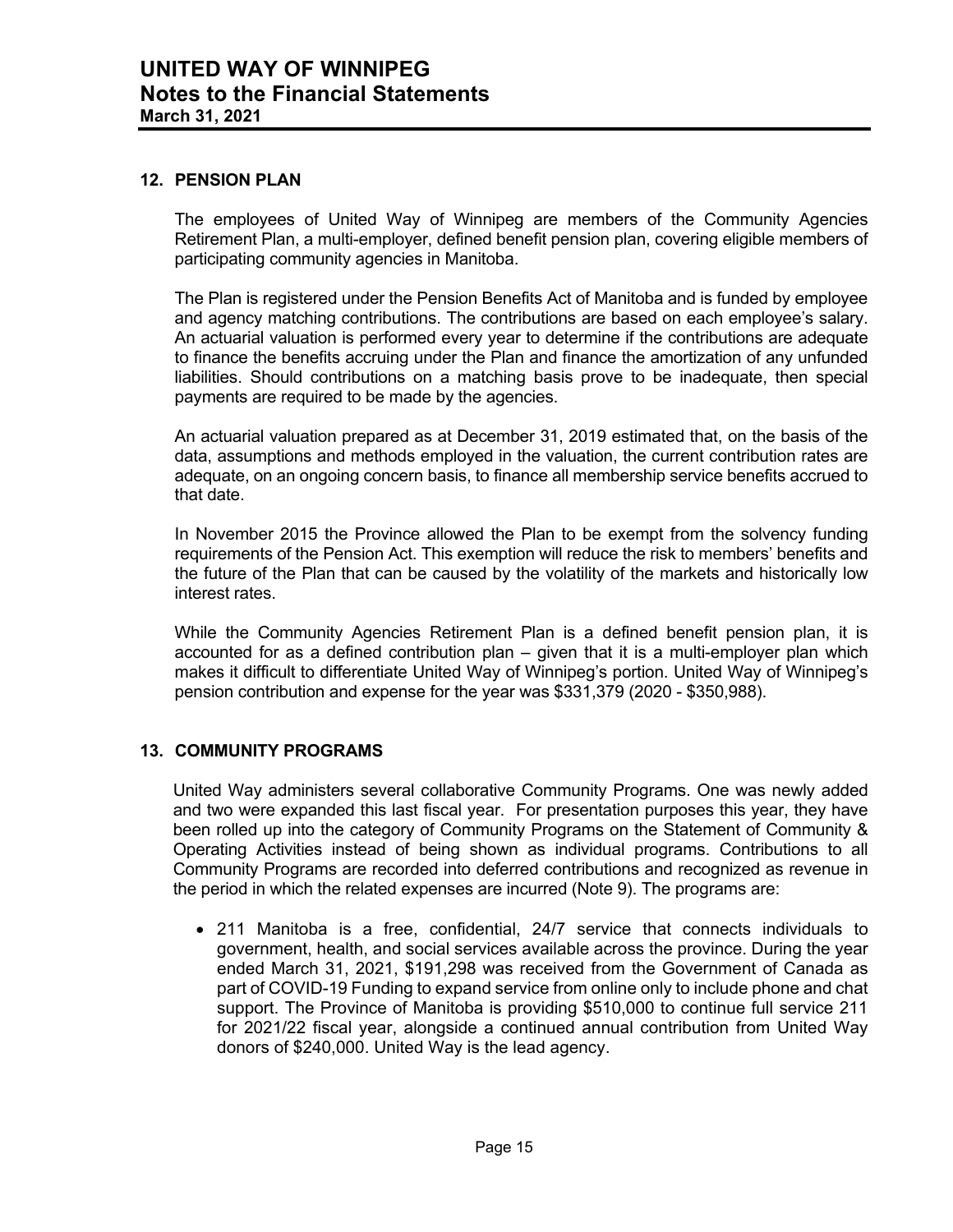## 12. PENSION PLAN

The employees of United Way of Winnipeg are members of the Community Agencies Retirement Plan, a multi-employer, defined benefit pension plan, covering eligible members of participating community agencies in Manitoba.

The Plan is registered under the Pension Benefits Act of Manitoba and is funded by employee and agency matching contributions. The contributions are based on each employee's salary. An actuarial valuation is performed every year to determine if the contributions are adequate to finance the benefits accruing under the Plan and finance the amortization of any unfunded liabilities. Should contributions on a matching basis prove to be inadequate, then special payments are required to be made by the agencies.

An actuarial valuation prepared as at December 31, 2019 estimated that, on the basis of the data, assumptions and methods employed in the valuation, the current contribution rates are adequate, on an ongoing concern basis, to finance all membership service benefits accrued to that date.

In November 2015 the Province allowed the Plan to be exempt from the solvency funding requirements of the Pension Act. This exemption will reduce the risk to members' benefits and the future of the Plan that can be caused by the volatility of the markets and historically low interest rates.

While the Community Agencies Retirement Plan is a defined benefit pension plan, it is accounted for as a defined contribution plan – given that it is a multi-employer plan which makes it difficult to differentiate United Way of Winnipeg's portion. United Way of Winnipeg's pension contribution and expense for the year was $331,379 (2020 - $350,988).

## 13. COMMUNITY PROGRAMS

United Way administers several collaborative Community Programs. One was newly added and two were expanded this last fiscal year. For presentation purposes this year, they have been rolled up into the category of Community Programs on the Statement of Community & Operating Activities instead of being shown as individual programs. Contributions to all Community Programs are recorded into deferred contributions and recognized as revenue in the period in which the related expenses are incurred (Note 9). The programs are:

- 211 Manitoba is a free, confidential, 24/7 service that connects individuals to government, health, and social services available across the province. During the year ended March 31, 2021, $191,298 was received from the Government of Canada as part of COVID-19 Funding to expand service from online only to include phone and chat support. The Province of Manitoba is providing $510,000 to continue full service 211 for 2021/22 fiscal year, alongside a continued annual contribution from United Way donors of $240,000. United Way is the lead agency.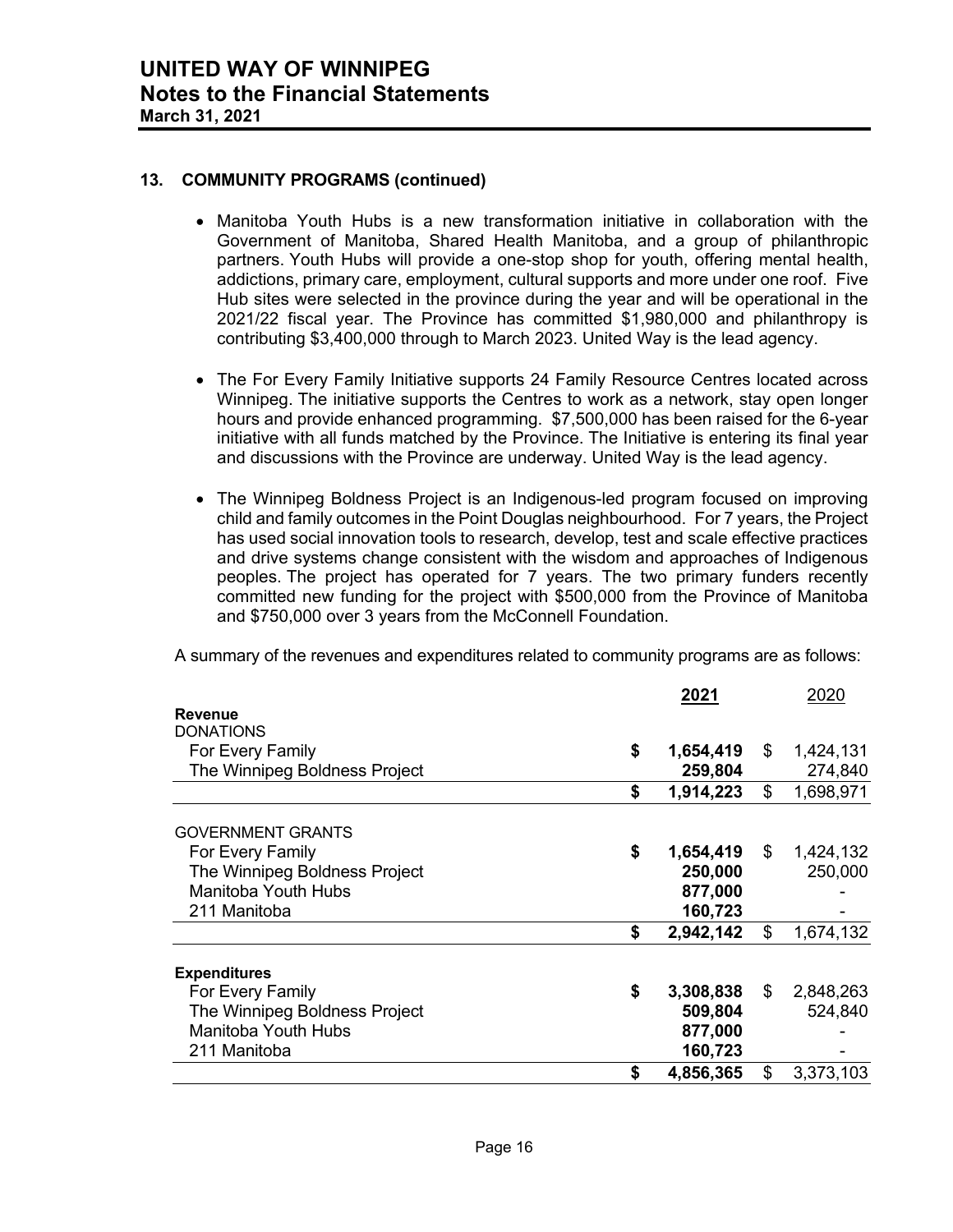## 13. COMMUNITY PROGRAMS (continued)

- Manitoba Youth Hubs is a new transformation initiative in collaboration with the Government of Manitoba, Shared Health Manitoba, and a group of philanthropic partners. Youth Hubs will provide a one-stop shop for youth, offering mental health, addictions, primary care, employment, cultural supports and more under one roof. Five Hub sites were selected in the province during the year and will be operational in the 2021/22 fiscal year. The Province has committed $1,980,000 and philanthropy is contributing $3,400,000 through to March 2023. United Way is the lead agency.

- The For Every Family Initiative supports 24 Family Resource Centres located across Winnipeg. The initiative supports the Centres to work as a network, stay open longer hours and provide enhanced programming. $7,500,000 has been raised for the 6-year initiative with all funds matched by the Province. The Initiative is entering its final year and discussions with the Province are underway. United Way is the lead agency.

- The Winnipeg Boldness Project is an Indigenous-led program focused on improving child and family outcomes in the Point Douglas neighbourhood. For 7 years, the Project has used social innovation tools to research, develop, test and scale effective practices and drive systems change consistent with the wisdom and approaches of Indigenous peoples. The project has operated for 7 years. The two primary funders recently committed new funding for the project with $500,000 from the Province of Manitoba and $750,000 over 3 years from the McConnell Foundation.

A summary of the revenues and expenditures related to community programs are as follows:

| | 2021 | 2020 |
|---|---|---|
| **Revenue** | | |
| DONATIONS | | |
| For Every Family | $ 1,654,419 | $ 1,424,131 |
| The Winnipeg Boldness Project | 259,804 | 274,840 |
| | $ 1,914,223 | $ 1,698,971 |
| GOVERNMENT GRANTS | | |
| For Every Family | $ 1,654,419 | $ 1,424,132 |
| The Winnipeg Boldness Project | 250,000 | 250,000 |
| Manitoba Youth Hubs | 877,000 | - |
| 211 Manitoba | 160,723 | - |
| | $ 2,942,142 | $ 1,674,132 |
| **Expenditures** | | |
| For Every Family | $ 3,308,838 | $ 2,848,263 |
| The Winnipeg Boldness Project | 509,804 | 524,840 |
| Manitoba Youth Hubs | 877,000 | - |
| 211 Manitoba | 160,723 | - |
| | $ 4,856,365 | $ 3,373,103 |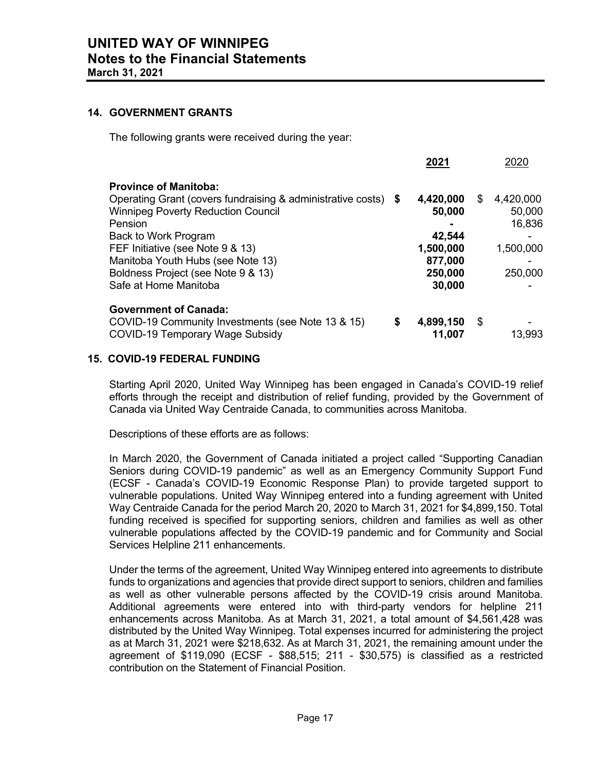## 14. GOVERNMENT GRANTS

The following grants were received during the year:

| | 2021 | 2020 |
|---|---|---|
| **Province of Manitoba:** | | |
| Operating Grant (covers fundraising & administrative costs) | **$ 4,420,000** | $ 4,420,000 |
| Winnipeg Poverty Reduction Council | **50,000** | 50,000 |
| Pension | **-** | 16,836 |
| Back to Work Program | **42,544** | - |
| FEF Initiative (see Note 9 & 13) | **1,500,000** | 1,500,000 |
| Manitoba Youth Hubs (see Note 13) | **877,000** | - |
| Boldness Project (see Note 9 & 13) | **250,000** | 250,000 |
| Safe at Home Manitoba | **30,000** | - |
| **Government of Canada:** | | |
| COVID-19 Community Investments (see Note 13 & 15) | **$ 4,899,150** | $ - |
| COVID-19 Temporary Wage Subsidy | **11,007** | 13,993 |

## 15. COVID-19 FEDERAL FUNDING

Starting April 2020, United Way Winnipeg has been engaged in Canada's COVID-19 relief efforts through the receipt and distribution of relief funding, provided by the Government of Canada via United Way Centraide Canada, to communities across Manitoba.

Descriptions of these efforts are as follows:

In March 2020, the Government of Canada initiated a project called "Supporting Canadian Seniors during COVID-19 pandemic" as well as an Emergency Community Support Fund (ECSF - Canada's COVID-19 Economic Response Plan) to provide targeted support to vulnerable populations. United Way Winnipeg entered into a funding agreement with United Way Centraide Canada for the period March 20, 2020 to March 31, 2021 for $4,899,150. Total funding received is specified for supporting seniors, children and families as well as other vulnerable populations affected by the COVID-19 pandemic and for Community and Social Services Helpline 211 enhancements.

Under the terms of the agreement, United Way Winnipeg entered into agreements to distribute funds to organizations and agencies that provide direct support to seniors, children and families as well as other vulnerable persons affected by the COVID-19 crisis around Manitoba. Additional agreements were entered into with third-party vendors for helpline 211 enhancements across Manitoba. As at March 31, 2021, a total amount of $4,561,428 was distributed by the United Way Winnipeg. Total expenses incurred for administering the project as at March 31, 2021 were $218,632. As at March 31, 2021, the remaining amount under the agreement of $119,090 (ECSF - $88,515; 211 - $30,575) is classified as a restricted contribution on the Statement of Financial Position.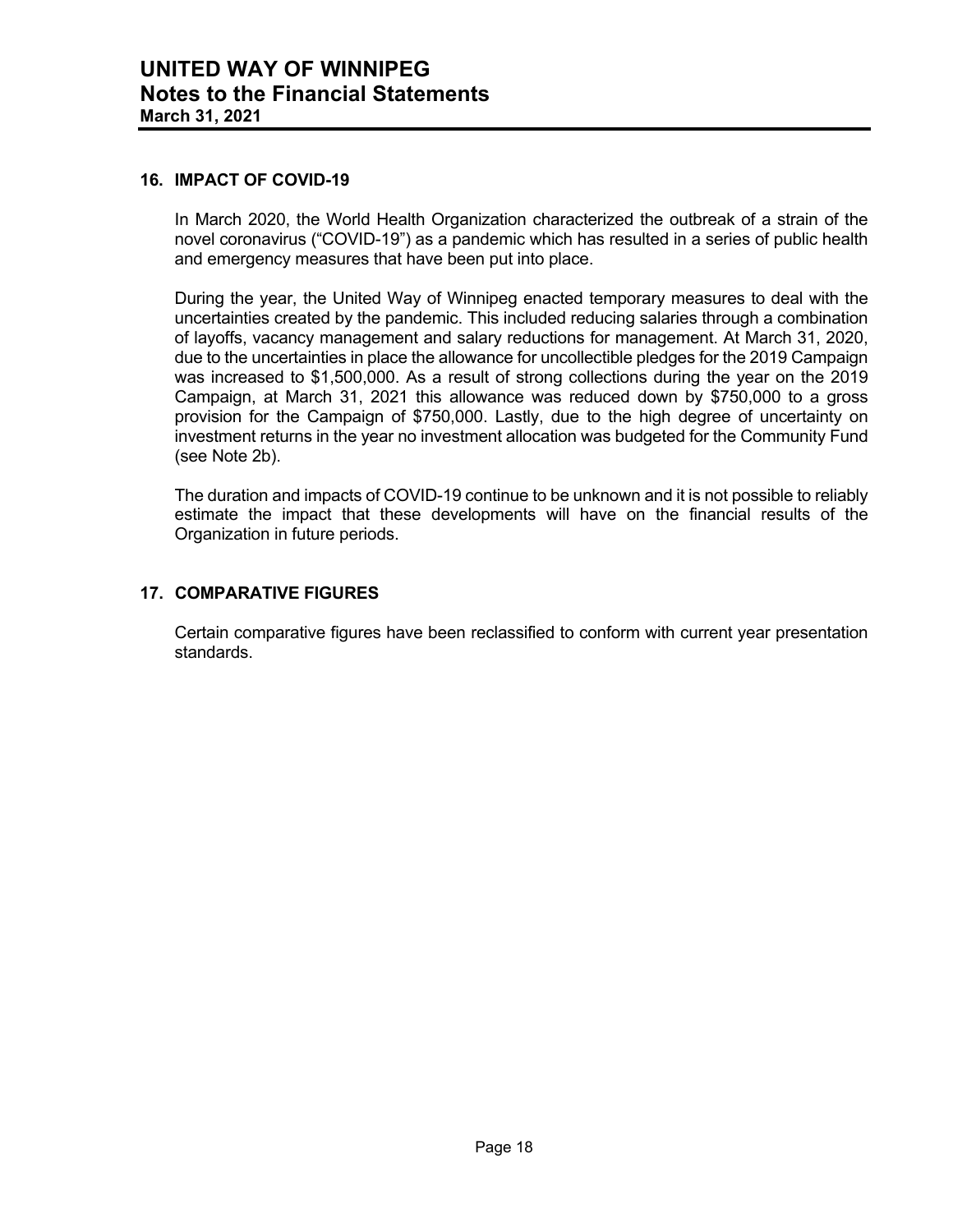## 16. IMPACT OF COVID-19

In March 2020, the World Health Organization characterized the outbreak of a strain of the novel coronavirus ("COVID-19") as a pandemic which has resulted in a series of public health and emergency measures that have been put into place.

During the year, the United Way of Winnipeg enacted temporary measures to deal with the uncertainties created by the pandemic. This included reducing salaries through a combination of layoffs, vacancy management and salary reductions for management. At March 31, 2020, due to the uncertainties in place the allowance for uncollectible pledges for the 2019 Campaign was increased to $1,500,000. As a result of strong collections during the year on the 2019 Campaign, at March 31, 2021 this allowance was reduced down by $750,000 to a gross provision for the Campaign of $750,000. Lastly, due to the high degree of uncertainty on investment returns in the year no investment allocation was budgeted for the Community Fund (see Note 2b).

The duration and impacts of COVID-19 continue to be unknown and it is not possible to reliably estimate the impact that these developments will have on the financial results of the Organization in future periods.

## 17. COMPARATIVE FIGURES

Certain comparative figures have been reclassified to conform with current year presentation standards.